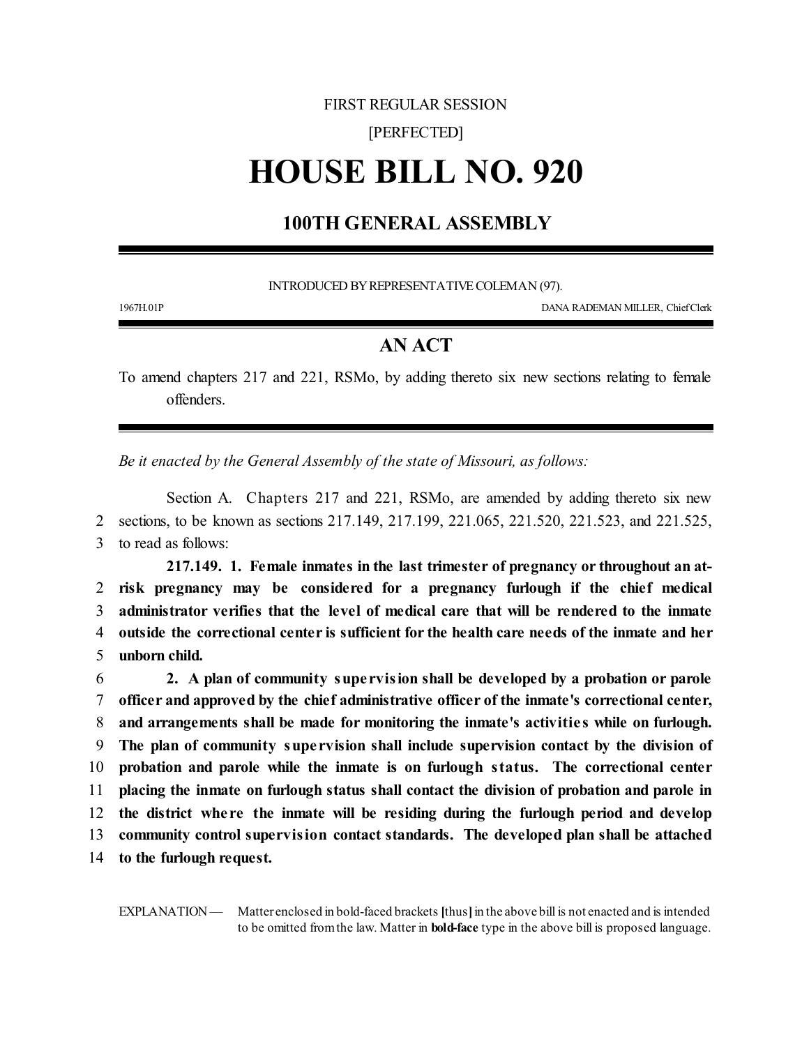FIRST REGULAR SESSION

[PERFECTED]

# HOUSE BILL NO. 920

## 100TH GENERAL ASSEMBLY

INTRODUCED BY REPRESENTATIVE COLEMAN (97).

1967H.01P DANA RADEMAN MILLER, Chief Clerk

## AN ACT

To amend chapters 217 and 221, RSMo, by adding thereto six new sections relating to female offenders.

*Be it enacted by the General Assembly of the state of Missouri, as follows:*

Section A. Chapters 217 and 221, RSMo, are amended by adding thereto six new sections, to be known as sections 217.149, 217.199, 221.065, 221.520, 221.523, and 221.525, to read as follows:

**217.149. 1. Female inmates in the last trimester of pregnancy or throughout an at-risk pregnancy may be considered for a pregnancy furlough if the chief medical administrator verifies that the level of medical care that will be rendered to the inmate outside the correctional center is sufficient for the health care needs of the inmate and her unborn child.**

**2. A plan of community supervision shall be developed by a probation or parole officer and approved by the chief administrative officer of the inmate's correctional center, and arrangements shall be made for monitoring the inmate's activities while on furlough. The plan of community supervision shall include supervision contact by the division of probation and parole while the inmate is on furlough status. The correctional center placing the inmate on furlough status shall contact the division of probation and parole in the district where the inmate will be residing during the furlough period and develop community control supervision contact standards. The developed plan shall be attached to the furlough request.**

EXPLANATION — Matter enclosed in bold-faced brackets **[**thus**]** in the above bill is not enacted and is intended to be omitted from the law. Matter in **bold-face** type in the above bill is proposed language.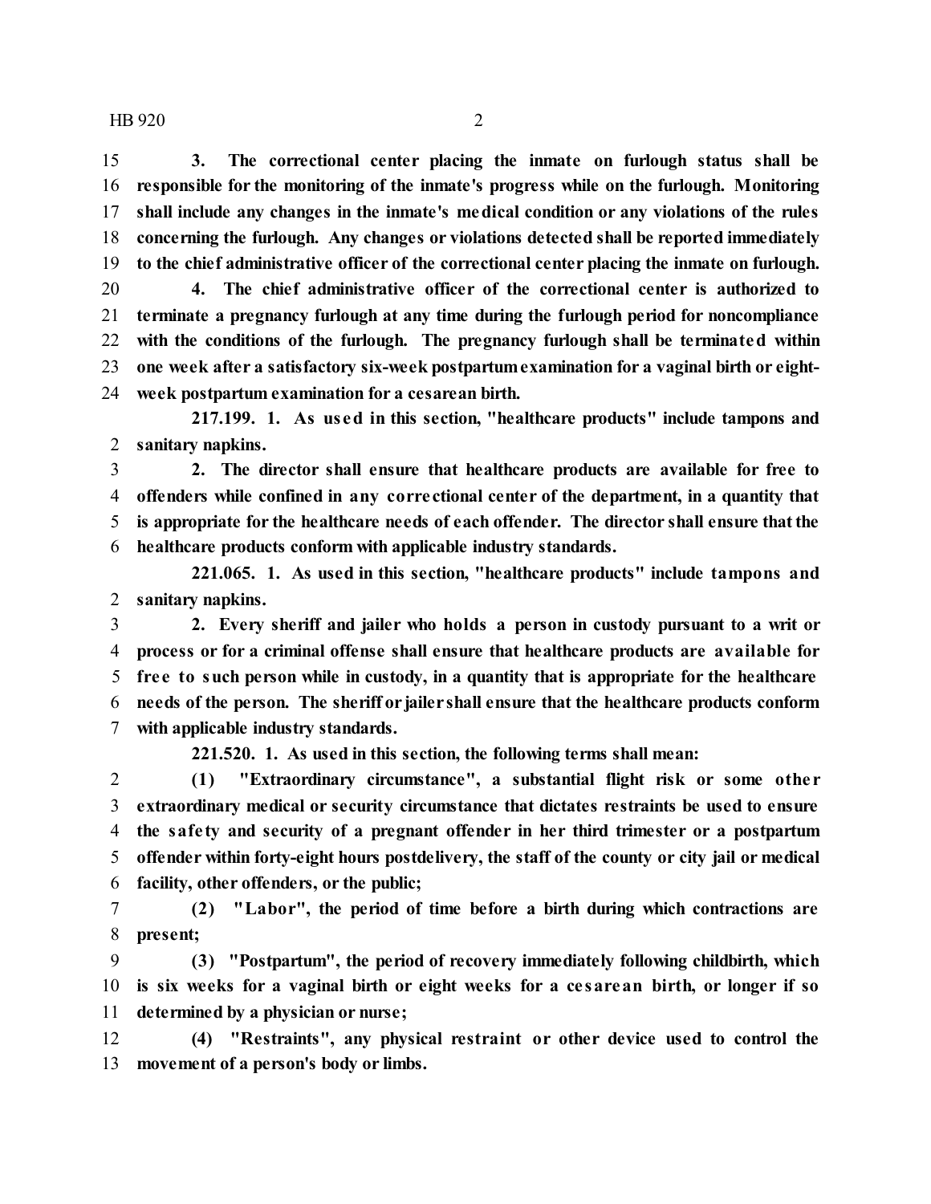**3. The correctional center placing the inmate on furlough status shall be responsible for the monitoring of the inmate's progress while on the furlough. Monitoring shall include any changes in the inmate's medical condition or any violations of the rules concerning the furlough. Any changes or violations detected shall be reported immediately to the chief administrative officer of the correctional center placing the inmate on furlough.**

**4. The chief administrative officer of the correctional center is authorized to terminate a pregnancy furlough at any time during the furlough period for noncompliance with the conditions of the furlough. The pregnancy furlough shall be terminated within one week after a satisfactory six-week postpartum examination for a vaginal birth or eight-week postpartum examination for a cesarean birth.**

**217.199. 1. As used in this section, "healthcare products" include tampons and sanitary napkins.**

**2. The director shall ensure that healthcare products are available for free to offenders while confined in any correctional center of the department, in a quantity that is appropriate for the healthcare needs of each offender. The director shall ensure that the healthcare products conform with applicable industry standards.**

**221.065. 1. As used in this section, "healthcare products" include tampons and sanitary napkins.**

**2. Every sheriff and jailer who holds a person in custody pursuant to a writ or process or for a criminal offense shall ensure that healthcare products are available for free to such person while in custody, in a quantity that is appropriate for the healthcare needs of the person. The sheriff or jailer shall ensure that the healthcare products conform with applicable industry standards.**

**221.520. 1. As used in this section, the following terms shall mean:**

**(1) "Extraordinary circumstance", a substantial flight risk or some other extraordinary medical or security circumstance that dictates restraints be used to ensure the safety and security of a pregnant offender in her third trimester or a postpartum offender within forty-eight hours postdelivery, the staff of the county or city jail or medical facility, other offenders, or the public;**

**(2) "Labor", the period of time before a birth during which contractions are present;**

**(3) "Postpartum", the period of recovery immediately following childbirth, which is six weeks for a vaginal birth or eight weeks for a cesarean birth, or longer if so determined by a physician or nurse;**

**(4) "Restraints", any physical restraint or other device used to control the movement of a person's body or limbs.**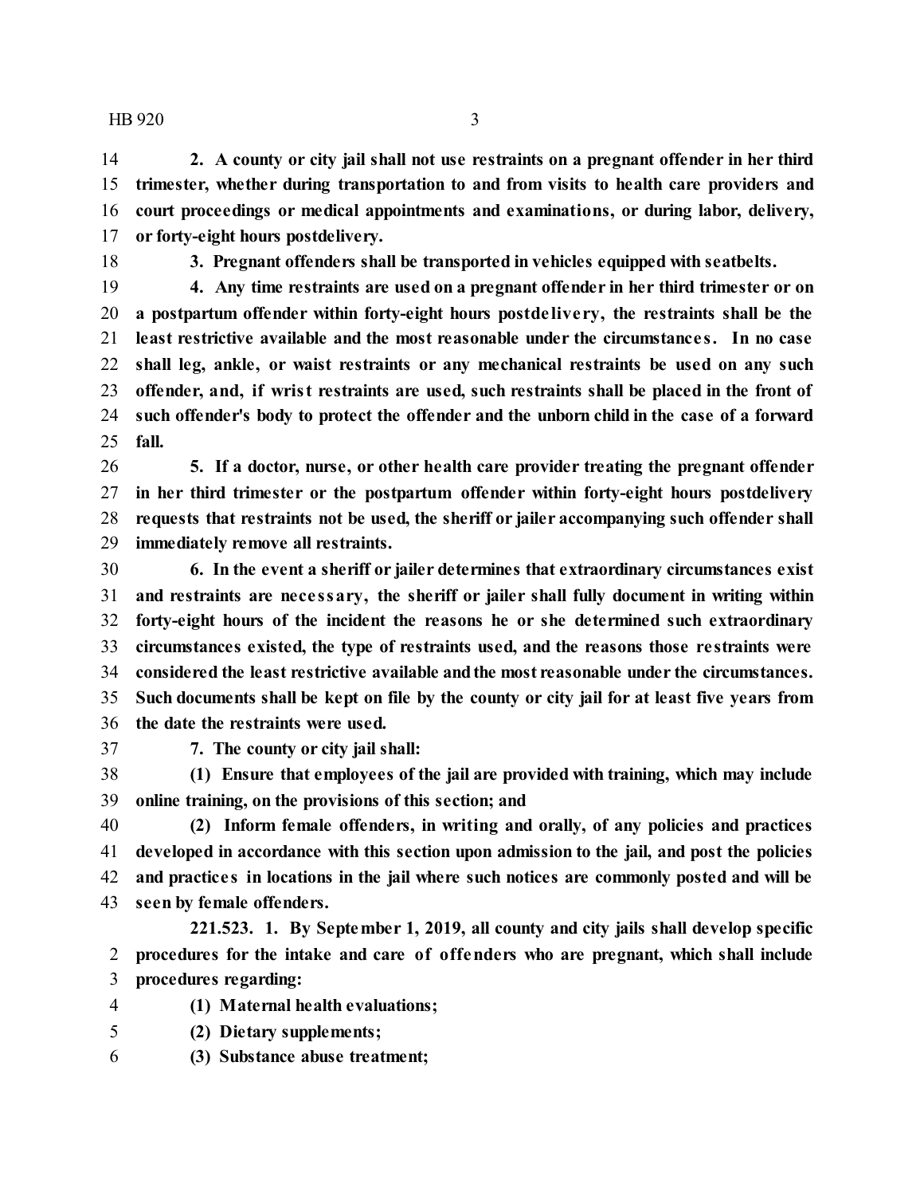**2. A county or city jail shall not use restraints on a pregnant offender in her third trimester, whether during transportation to and from visits to health care providers and court proceedings or medical appointments and examinations, or during labor, delivery, or forty-eight hours postdelivery.**

**3. Pregnant offenders shall be transported in vehicles equipped with seatbelts.**

**4. Any time restraints are used on a pregnant offender in her third trimester or on a postpartum offender within forty-eight hours postdelivery, the restraints shall be the least restrictive available and the most reasonable under the circumstances. In no case shall leg, ankle, or waist restraints or any mechanical restraints be used on any such offender, and, if wrist restraints are used, such restraints shall be placed in the front of such offender's body to protect the offender and the unborn child in the case of a forward fall.**

**5. If a doctor, nurse, or other health care provider treating the pregnant offender in her third trimester or the postpartum offender within forty-eight hours postdelivery requests that restraints not be used, the sheriff or jailer accompanying such offender shall immediately remove all restraints.**

**6. In the event a sheriff or jailer determines that extraordinary circumstances exist and restraints are necessary, the sheriff or jailer shall fully document in writing within forty-eight hours of the incident the reasons he or she determined such extraordinary circumstances existed, the type of restraints used, and the reasons those restraints were considered the least restrictive available and the most reasonable under the circumstances. Such documents shall be kept on file by the county or city jail for at least five years from the date the restraints were used.**

**7. The county or city jail shall:**

**(1) Ensure that employees of the jail are provided with training, which may include online training, on the provisions of this section; and**

**(2) Inform female offenders, in writing and orally, of any policies and practices developed in accordance with this section upon admission to the jail, and post the policies and practices in locations in the jail where such notices are commonly posted and will be seen by female offenders.**

**221.523. 1. By September 1, 2019, all county and city jails shall develop specific procedures for the intake and care of offenders who are pregnant, which shall include procedures regarding:**

**(1) Maternal health evaluations;**

**(2) Dietary supplements;**

**(3) Substance abuse treatment;**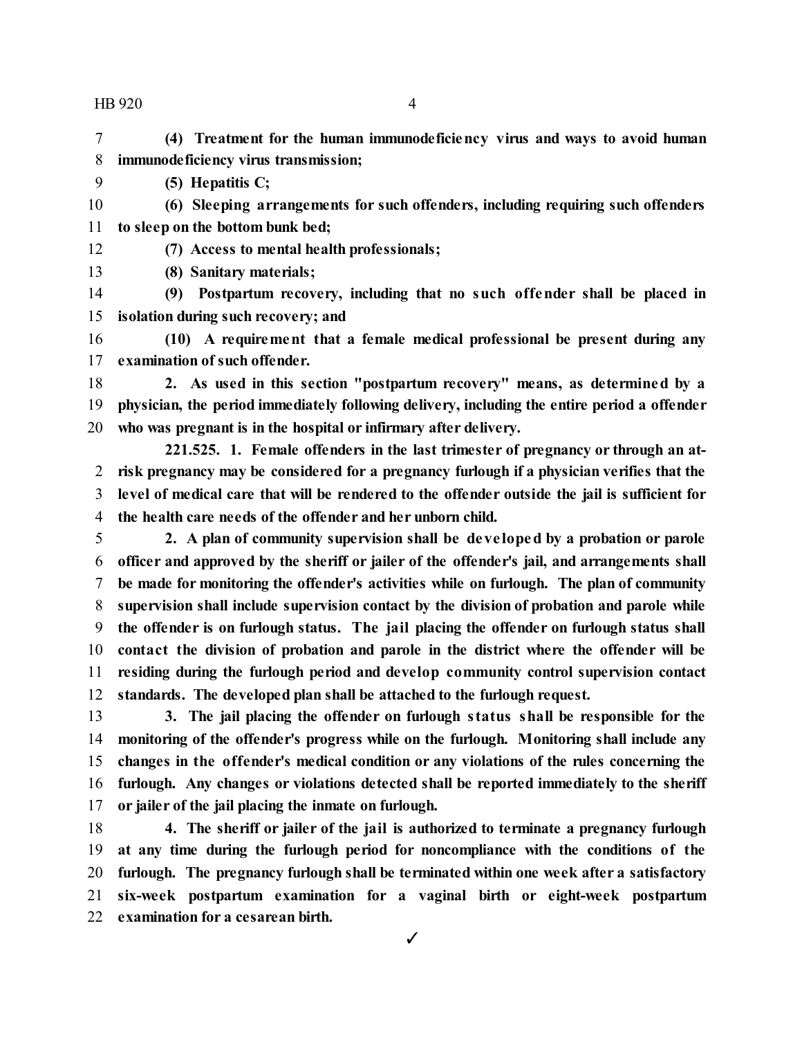**(4) Treatment for the human immunodeficiency virus and ways to avoid human immunodeficiency virus transmission;**

**(5) Hepatitis C;**

**(6) Sleeping arrangements for such offenders, including requiring such offenders to sleep on the bottom bunk bed;**

**(7) Access to mental health professionals;**

**(8) Sanitary materials;**

**(9) Postpartum recovery, including that no such offender shall be placed in isolation during such recovery; and**

**(10) A requirement that a female medical professional be present during any examination of such offender.**

**2. As used in this section "postpartum recovery" means, as determined by a physician, the period immediately following delivery, including the entire period a offender who was pregnant is in the hospital or infirmary after delivery.**

**221.525. 1. Female offenders in the last trimester of pregnancy or through an at-risk pregnancy may be considered for a pregnancy furlough if a physician verifies that the level of medical care that will be rendered to the offender outside the jail is sufficient for the health care needs of the offender and her unborn child.**

**2. A plan of community supervision shall be developed by a probation or parole officer and approved by the sheriff or jailer of the offender's jail, and arrangements shall be made for monitoring the offender's activities while on furlough. The plan of community supervision shall include supervision contact by the division of probation and parole while the offender is on furlough status. The jail placing the offender on furlough status shall contact the division of probation and parole in the district where the offender will be residing during the furlough period and develop community control supervision contact standards. The developed plan shall be attached to the furlough request.**

**3. The jail placing the offender on furlough status shall be responsible for the monitoring of the offender's progress while on the furlough. Monitoring shall include any changes in the offender's medical condition or any violations of the rules concerning the furlough. Any changes or violations detected shall be reported immediately to the sheriff or jailer of the jail placing the inmate on furlough.**

**4. The sheriff or jailer of the jail is authorized to terminate a pregnancy furlough at any time during the furlough period for noncompliance with the conditions of the furlough. The pregnancy furlough shall be terminated within one week after a satisfactory six-week postpartum examination for a vaginal birth or eight-week postpartum examination for a cesarean birth.**

✓